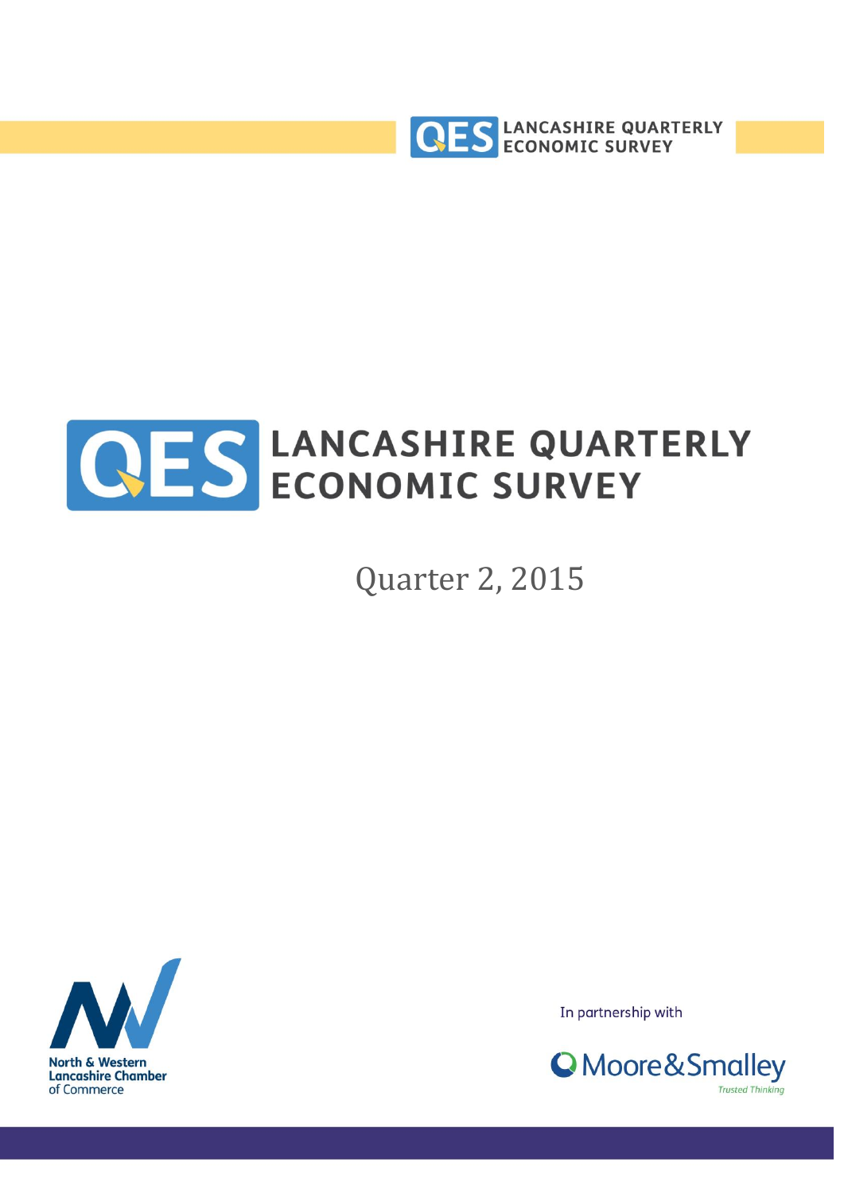# LANCASHIRE QUARTERLY ECONOMIC SURVEY

## Quarter 2, 2015

North & Western Lancashire Chamber of Commerce

In partnership with

Moore & Smalley

*Trusted Thinking*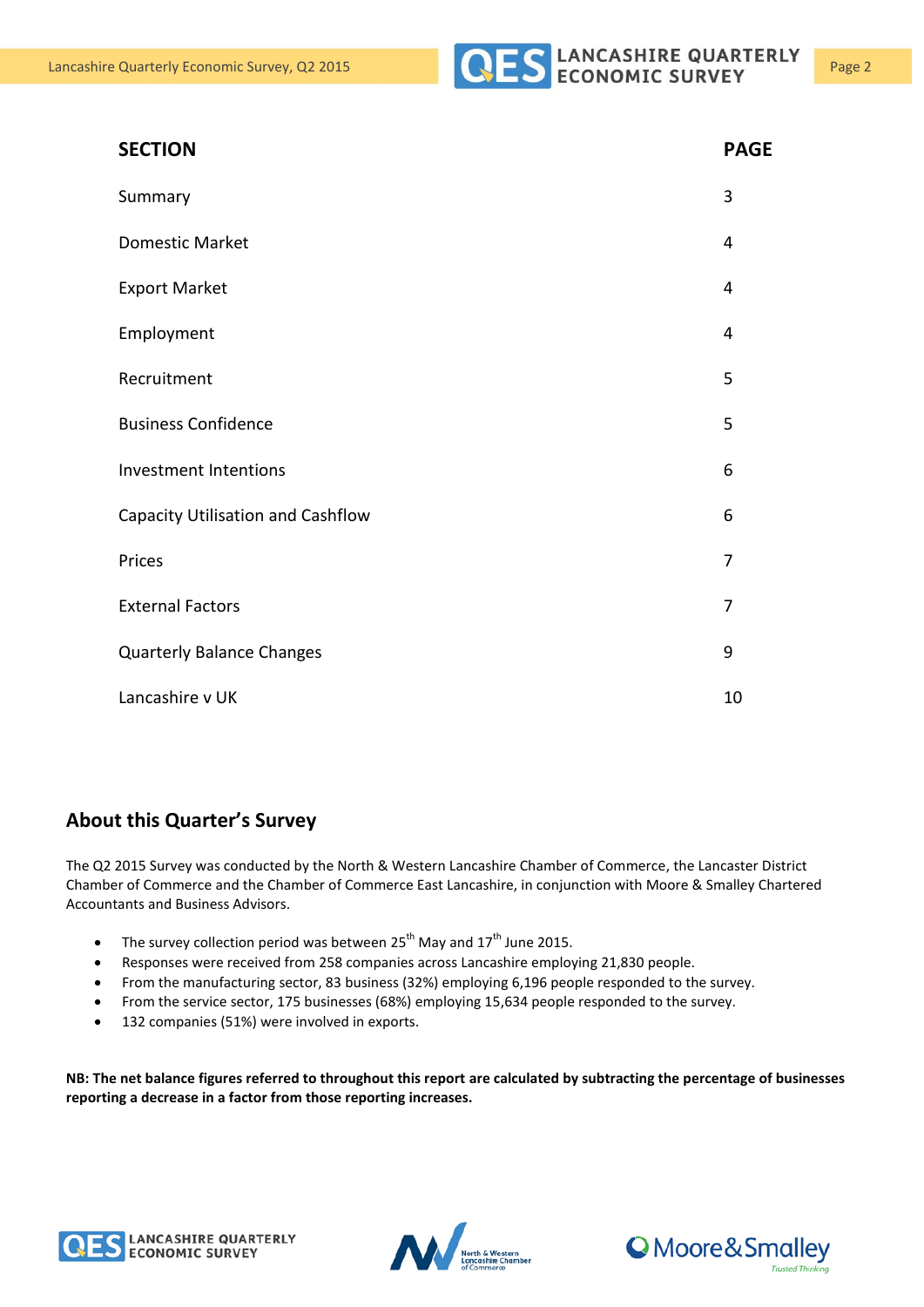| SECTION | PAGE |
| --- | --- |
| Summary | 3 |
| Domestic Market | 4 |
| Export Market | 4 |
| Employment | 4 |
| Recruitment | 5 |
| Business Confidence | 5 |
| Investment Intentions | 6 |
| Capacity Utilisation and Cashflow | 6 |
| Prices | 7 |
| External Factors | 7 |
| Quarterly Balance Changes | 9 |
| Lancashire v UK | 10 |

## About this Quarter's Survey

The Q2 2015 Survey was conducted by the North & Western Lancashire Chamber of Commerce, the Lancaster District Chamber of Commerce and the Chamber of Commerce East Lancashire, in conjunction with Moore & Smalley Chartered Accountants and Business Advisors.

- The survey collection period was between 25th May and 17th June 2015.
- Responses were received from 258 companies across Lancashire employing 21,830 people.
- From the manufacturing sector, 83 business (32%) employing 6,196 people responded to the survey.
- From the service sector, 175 businesses (68%) employing 15,634 people responded to the survey.
- 132 companies (51%) were involved in exports.

**NB: The net balance figures referred to throughout this report are calculated by subtracting the percentage of businesses reporting a decrease in a factor from those reporting increases.**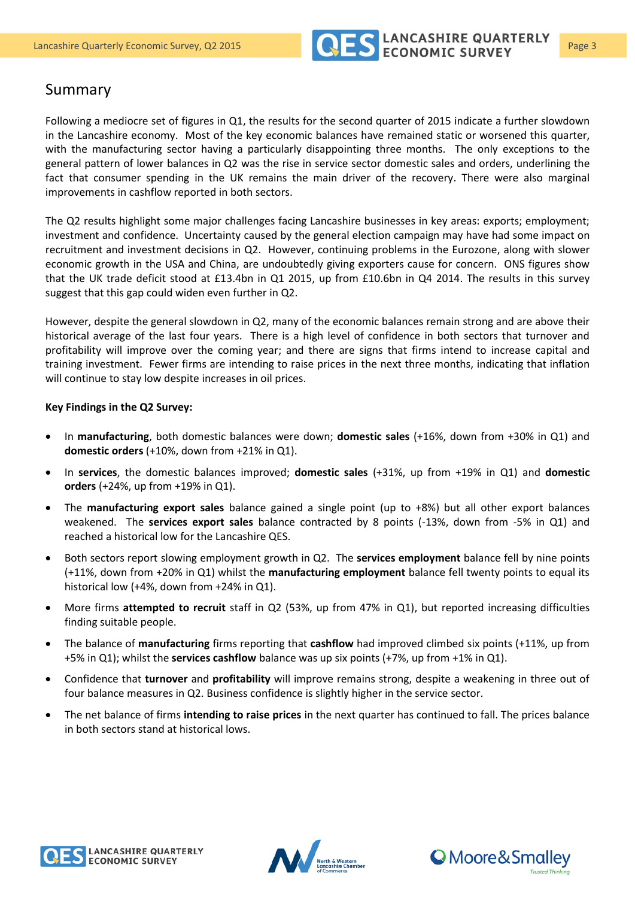## Summary

Following a mediocre set of figures in Q1, the results for the second quarter of 2015 indicate a further slowdown in the Lancashire economy. Most of the key economic balances have remained static or worsened this quarter, with the manufacturing sector having a particularly disappointing three months. The only exceptions to the general pattern of lower balances in Q2 was the rise in service sector domestic sales and orders, underlining the fact that consumer spending in the UK remains the main driver of the recovery. There were also marginal improvements in cashflow reported in both sectors.

The Q2 results highlight some major challenges facing Lancashire businesses in key areas: exports; employment; investment and confidence. Uncertainty caused by the general election campaign may have had some impact on recruitment and investment decisions in Q2. However, continuing problems in the Eurozone, along with slower economic growth in the USA and China, are undoubtedly giving exporters cause for concern. ONS figures show that the UK trade deficit stood at £13.4bn in Q1 2015, up from £10.6bn in Q4 2014. The results in this survey suggest that this gap could widen even further in Q2.

However, despite the general slowdown in Q2, many of the economic balances remain strong and are above their historical average of the last four years. There is a high level of confidence in both sectors that turnover and profitability will improve over the coming year; and there are signs that firms intend to increase capital and training investment. Fewer firms are intending to raise prices in the next three months, indicating that inflation will continue to stay low despite increases in oil prices.

**Key Findings in the Q2 Survey:**

- In **manufacturing**, both domestic balances were down; **domestic sales** (+16%, down from +30% in Q1) and **domestic orders** (+10%, down from +21% in Q1).
- In **services**, the domestic balances improved; **domestic sales** (+31%, up from +19% in Q1) and **domestic orders** (+24%, up from +19% in Q1).
- The **manufacturing export sales** balance gained a single point (up to +8%) but all other export balances weakened. The **services export sales** balance contracted by 8 points (-13%, down from -5% in Q1) and reached a historical low for the Lancashire QES.
- Both sectors report slowing employment growth in Q2. The **services employment** balance fell by nine points (+11%, down from +20% in Q1) whilst the **manufacturing employment** balance fell twenty points to equal its historical low (+4%, down from +24% in Q1).
- More firms **attempted to recruit** staff in Q2 (53%, up from 47% in Q1), but reported increasing difficulties finding suitable people.
- The balance of **manufacturing** firms reporting that **cashflow** had improved climbed six points (+11%, up from +5% in Q1); whilst the **services cashflow** balance was up six points (+7%, up from +1% in Q1).
- Confidence that **turnover** and **profitability** will improve remains strong, despite a weakening in three out of four balance measures in Q2. Business confidence is slightly higher in the service sector.
- The net balance of firms **intending to raise prices** in the next quarter has continued to fall. The prices balance in both sectors stand at historical lows.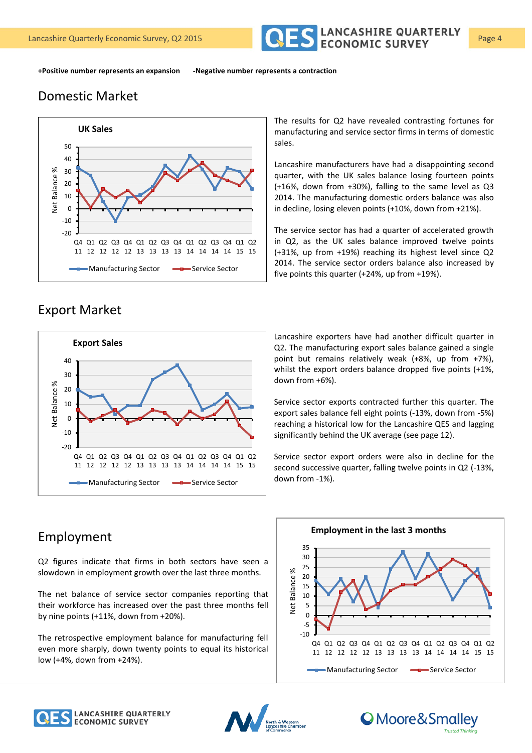**+Positive number represents an expansion** **-Negative number represents a contraction**

## Domestic Market

The results for Q2 have revealed contrasting fortunes for manufacturing and service sector firms in terms of domestic sales.

Lancashire manufacturers have had a disappointing second quarter, with the UK sales balance losing fourteen points (+16%, down from +30%), falling to the same level as Q3 2014. The manufacturing domestic orders balance was also in decline, losing eleven points (+10%, down from +21%).

The service sector has had a quarter of accelerated growth in Q2, as the UK sales balance improved twelve points (+31%, up from +19%) reaching its highest level since Q2 2014. The service sector orders balance also increased by five points this quarter (+24%, up from +19%).

## Export Market

Lancashire exporters have had another difficult quarter in Q2. The manufacturing export sales balance gained a single point but remains relatively weak (+8%, up from +7%), whilst the export orders balance dropped five points (+1%, down from +6%).

Service sector exports contracted further this quarter. The export sales balance fell eight points (-13%, down from -5%) reaching a historical low for the Lancashire QES and lagging significantly behind the UK average (see page 12).

Service sector export orders were also in decline for the second successive quarter, falling twelve points in Q2 (-13%, down from -1%).

## Employment

Q2 figures indicate that firms in both sectors have seen a slowdown in employment growth over the last three months.

The net balance of service sector companies reporting that their workforce has increased over the past three months fell by nine points (+11%, down from +20%).

The retrospective employment balance for manufacturing fell even more sharply, down twenty points to equal its historical low (+4%, down from +24%).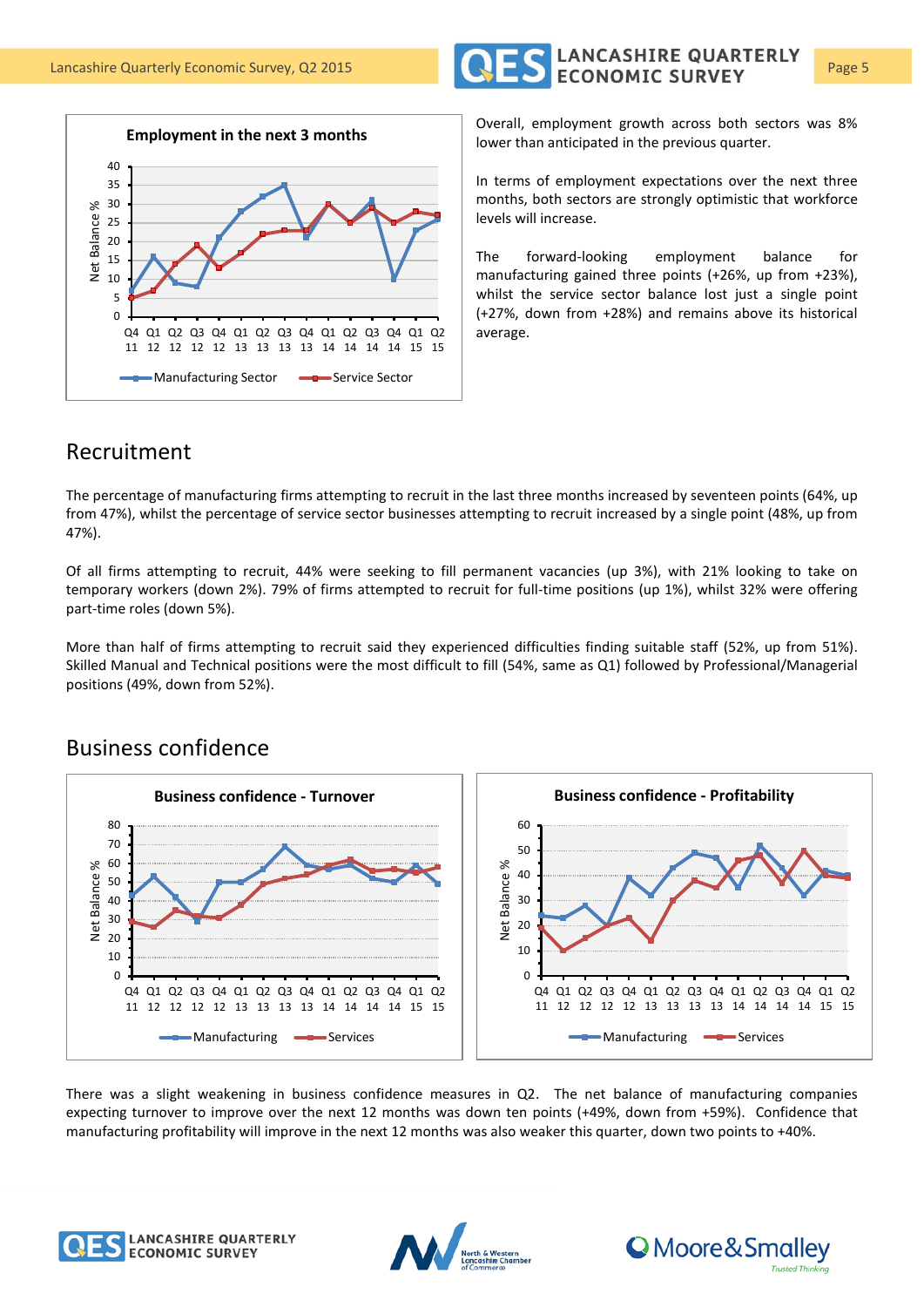Overall, employment growth across both sectors was 8% lower than anticipated in the previous quarter.

In terms of employment expectations over the next three months, both sectors are strongly optimistic that workforce levels will increase.

The forward-looking employment balance for manufacturing gained three points (+26%, up from +23%), whilst the service sector balance lost just a single point (+27%, down from +28%) and remains above its historical average.

## Recruitment

The percentage of manufacturing firms attempting to recruit in the last three months increased by seventeen points (64%, up from 47%), whilst the percentage of service sector businesses attempting to recruit increased by a single point (48%, up from 47%).

Of all firms attempting to recruit, 44% were seeking to fill permanent vacancies (up 3%), with 21% looking to take on temporary workers (down 2%). 79% of firms attempted to recruit for full-time positions (up 1%), whilst 32% were offering part-time roles (down 5%).

More than half of firms attempting to recruit said they experienced difficulties finding suitable staff (52%, up from 51%). Skilled Manual and Technical positions were the most difficult to fill (54%, same as Q1) followed by Professional/Managerial positions (49%, down from 52%).

## Business confidence

There was a slight weakening in business confidence measures in Q2. The net balance of manufacturing companies expecting turnover to improve over the next 12 months was down ten points (+49%, down from +59%). Confidence that manufacturing profitability will improve in the next 12 months was also weaker this quarter, down two points to +40%.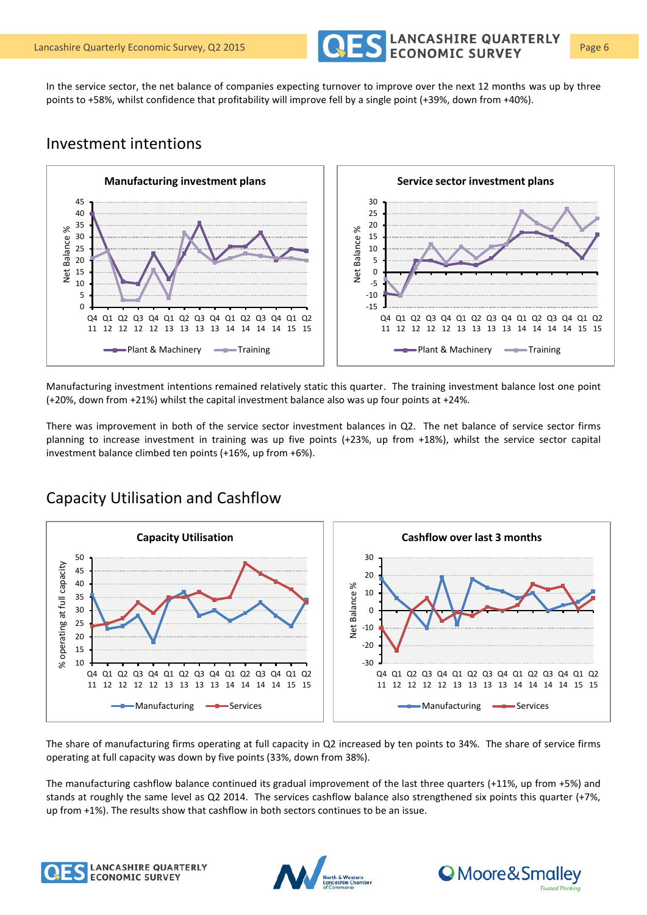In the service sector, the net balance of companies expecting turnover to improve over the next 12 months was up by three points to +58%, whilst confidence that profitability will improve fell by a single point (+39%, down from +40%).

## Investment intentions

Manufacturing investment intentions remained relatively static this quarter. The training investment balance lost one point (+20%, down from +21%) whilst the capital investment balance also was up four points at +24%.

There was improvement in both of the service sector investment balances in Q2. The net balance of service sector firms planning to increase investment in training was up five points (+23%, up from +18%), whilst the service sector capital investment balance climbed ten points (+16%, up from +6%).

## Capacity Utilisation and Cashflow

The share of manufacturing firms operating at full capacity in Q2 increased by ten points to 34%. The share of service firms operating at full capacity was down by five points (33%, down from 38%).

The manufacturing cashflow balance continued its gradual improvement of the last three quarters (+11%, up from +5%) and stands at roughly the same level as Q2 2014. The services cashflow balance also strengthened six points this quarter (+7%, up from +1%). The results show that cashflow in both sectors continues to be an issue.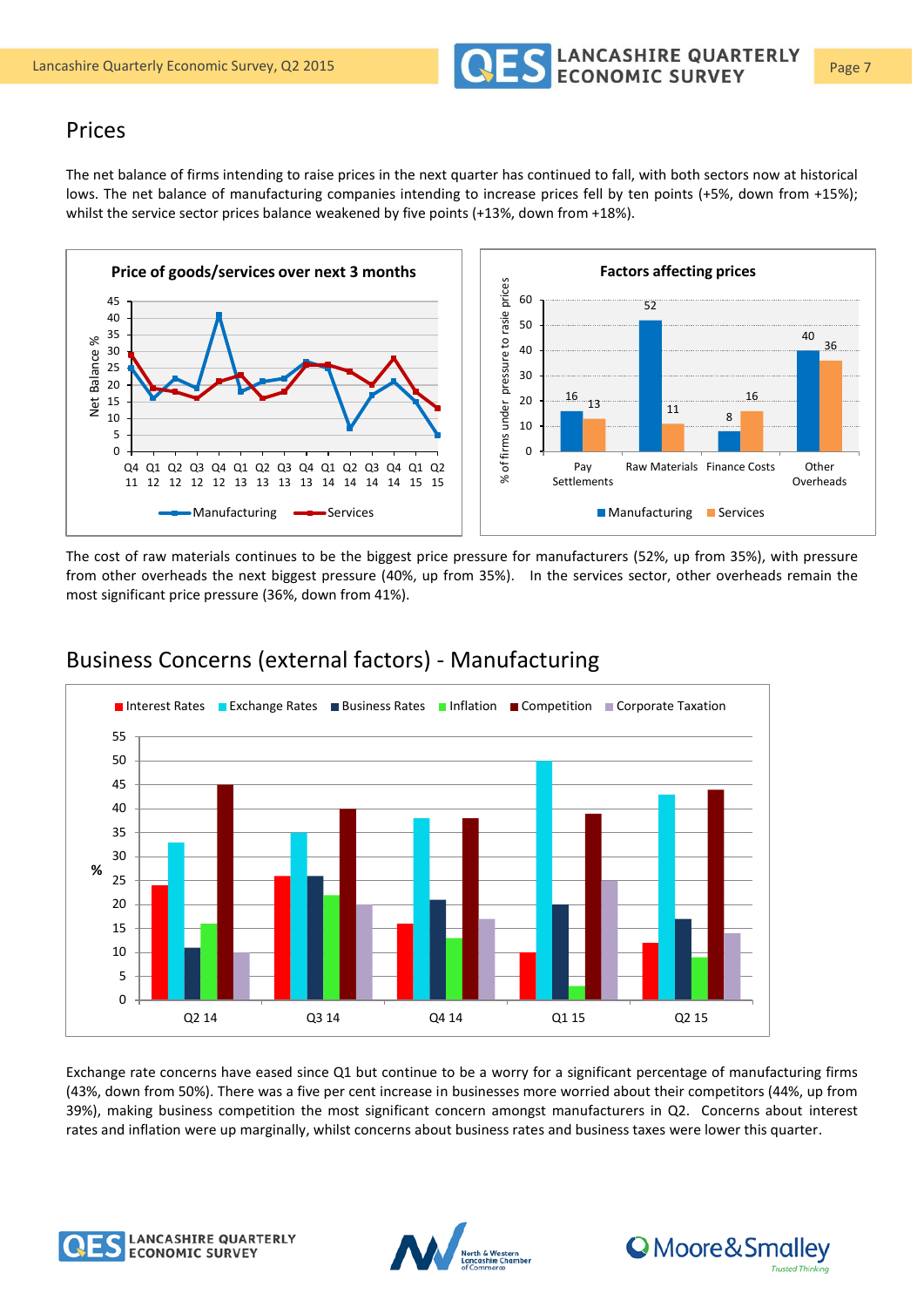## Prices

The net balance of firms intending to raise prices in the next quarter has continued to fall, with both sectors now at historical lows. The net balance of manufacturing companies intending to increase prices fell by ten points (+5%, down from +15%); whilst the service sector prices balance weakened by five points (+13%, down from +18%).

**Price of goods/services over next 3 months**

**Factors affecting prices**

| | Manufacturing | Services |
|---|---|---|
| Pay Settlements | 16 | 13 |
| Raw Materials | 52 | 11 |
| Finance Costs | 8 | 16 |
| Other Overheads | 40 | 36 |

The cost of raw materials continues to be the biggest price pressure for manufacturers (52%, up from 35%), with pressure from other overheads the next biggest pressure (40%, up from 35%). In the services sector, other overheads remain the most significant price pressure (36%, down from 41%).

## Business Concerns (external factors) - Manufacturing

Exchange rate concerns have eased since Q1 but continue to be a worry for a significant percentage of manufacturing firms (43%, down from 50%). There was a five per cent increase in businesses more worried about their competitors (44%, up from 39%), making business competition the most significant concern amongst manufacturers in Q2. Concerns about interest rates and inflation were up marginally, whilst concerns about business rates and business taxes were lower this quarter.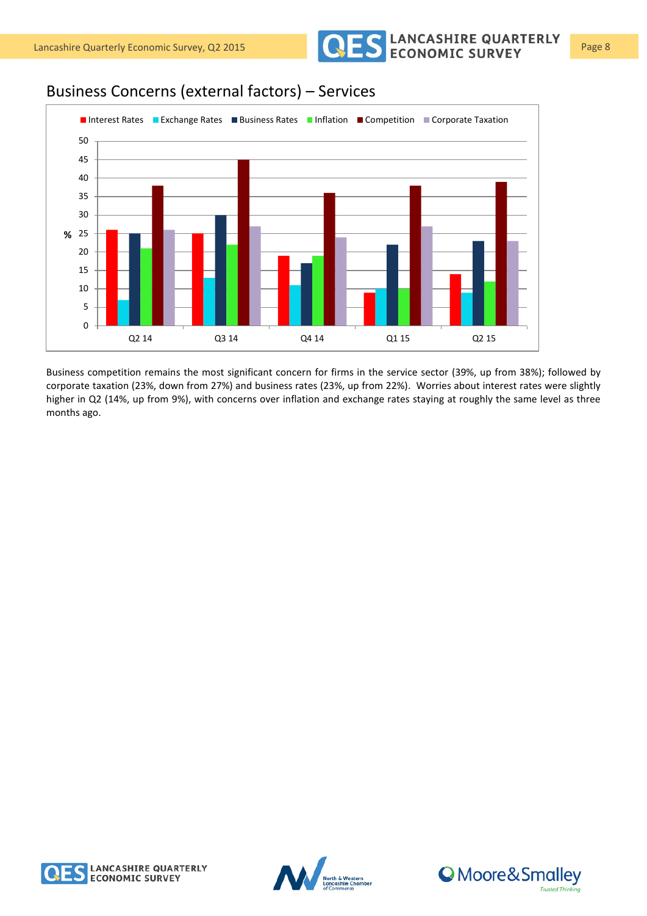## Business Concerns (external factors) – Services

Business competition remains the most significant concern for firms in the service sector (39%, up from 38%); followed by corporate taxation (23%, down from 27%) and business rates (23%, up from 22%). Worries about interest rates were slightly higher in Q2 (14%, up from 9%), with concerns over inflation and exchange rates staying at roughly the same level as three months ago.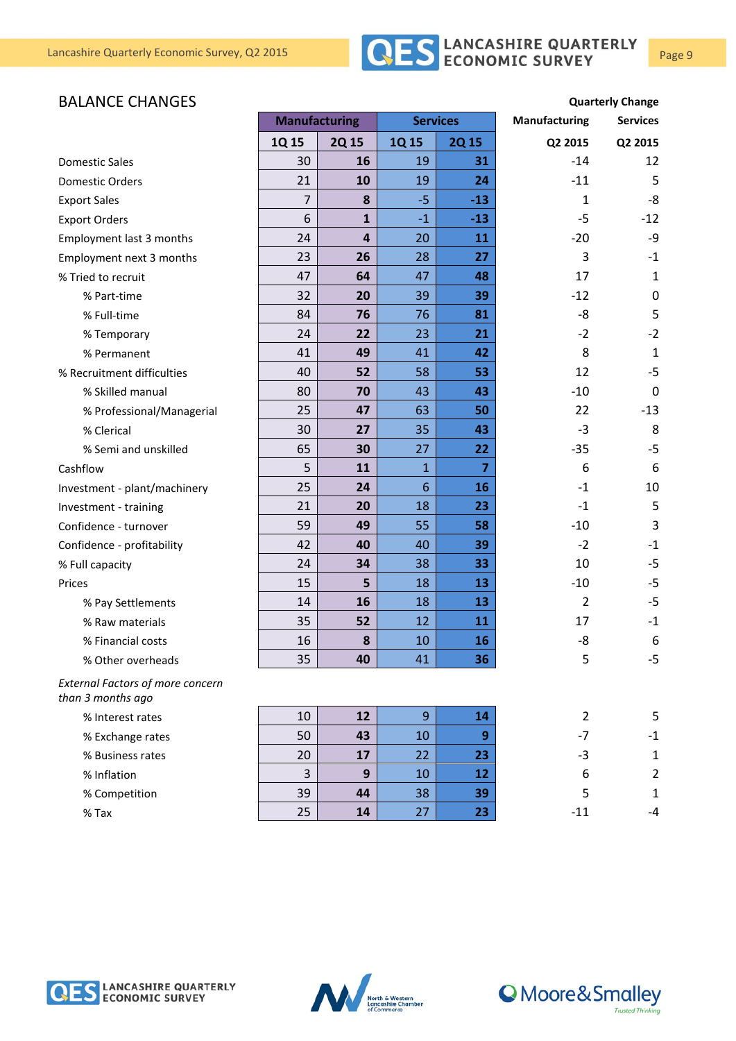## BALANCE CHANGES

| | Manufacturing | | Services | | Quarterly Change Manufacturing | Quarterly Change Services |
|---|---|---|---|---|---|---|
| | 1Q 15 | 2Q 15 | 1Q 15 | 2Q 15 | Q2 2015 | Q2 2015 |
| Domestic Sales | 30 | **16** | 19 | **31** | -14 | 12 |
| Domestic Orders | 21 | **10** | 19 | **24** | -11 | 5 |
| Export Sales | 7 | **8** | -5 | **-13** | 1 | -8 |
| Export Orders | 6 | **1** | -1 | **-13** | -5 | -12 |
| Employment last 3 months | 24 | **4** | 20 | **11** | -20 | -9 |
| Employment next 3 months | 23 | **26** | 28 | **27** | 3 | -1 |
| % Tried to recruit | 47 | **64** | 47 | **48** | 17 | 1 |
| % Part-time | 32 | **20** | 39 | **39** | -12 | 0 |
| % Full-time | 84 | **76** | 76 | **81** | -8 | 5 |
| % Temporary | 24 | **22** | 23 | **21** | -2 | -2 |
| % Permanent | 41 | **49** | 41 | **42** | 8 | 1 |
| % Recruitment difficulties | 40 | **52** | 58 | **53** | 12 | -5 |
| % Skilled manual | 80 | **70** | 43 | **43** | -10 | 0 |
| % Professional/Managerial | 25 | **47** | 63 | **50** | 22 | -13 |
| % Clerical | 30 | **27** | 35 | **43** | -3 | 8 |
| % Semi and unskilled | 65 | **30** | 27 | **22** | -35 | -5 |
| Cashflow | 5 | **11** | 1 | **7** | 6 | 6 |
| Investment - plant/machinery | 25 | **24** | 6 | **16** | -1 | 10 |
| Investment - training | 21 | **20** | 18 | **23** | -1 | 5 |
| Confidence - turnover | 59 | **49** | 55 | **58** | -10 | 3 |
| Confidence - profitability | 42 | **40** | 40 | **39** | -2 | -1 |
| % Full capacity | 24 | **34** | 38 | **33** | 10 | -5 |
| Prices | 15 | **5** | 18 | **13** | -10 | -5 |
| % Pay Settlements | 14 | **16** | 18 | **13** | 2 | -5 |
| % Raw materials | 35 | **52** | 12 | **11** | 17 | -1 |
| % Financial costs | 16 | **8** | 10 | **16** | -8 | 6 |
| % Other overheads | 35 | **40** | 41 | **36** | 5 | -5 |
| *External Factors of more concern than 3 months ago* | | | | | | |
| % Interest rates | 10 | **12** | 9 | **14** | 2 | 5 |
| % Exchange rates | 50 | **43** | 10 | **9** | -7 | -1 |
| % Business rates | 20 | **17** | 22 | **23** | -3 | 1 |
| % Inflation | 3 | **9** | 10 | **12** | 6 | 2 |
| % Competition | 39 | **44** | 38 | **39** | 5 | 1 |
| % Tax | 25 | **14** | 27 | **23** | -11 | -4 |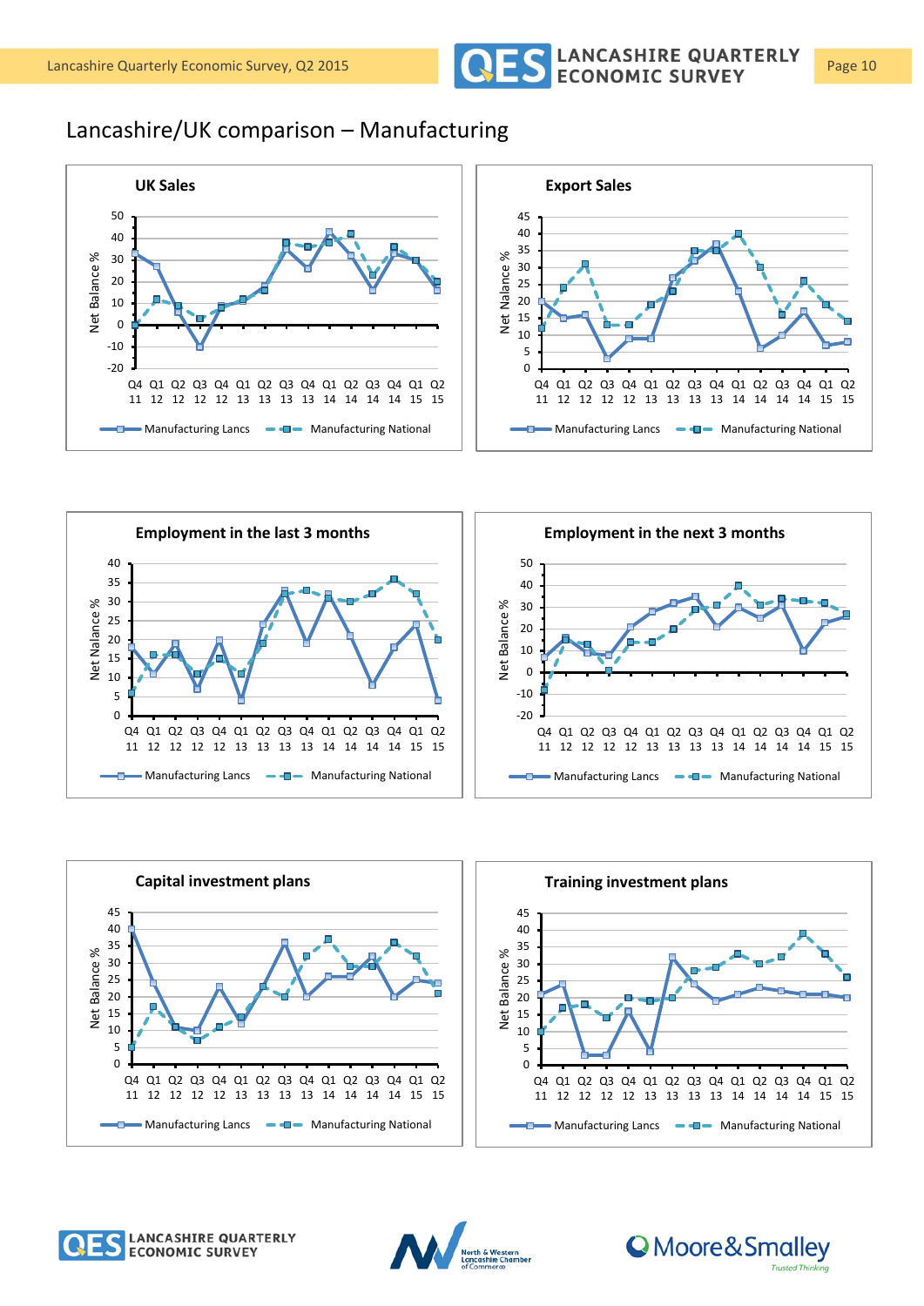## Lancashire/UK comparison – Manufacturing

**UK Sales**

Net Balance %

Q4 11, Q1 12, Q2 12, Q3 12, Q4 12, Q1 13, Q2 13, Q3 13, Q4 13, Q1 14, Q2 14, Q3 14, Q4 14, Q1 15, Q2 15

Manufacturing Lancs — Manufacturing National

**Export Sales**

Net Nalance %

Q4 11, Q1 12, Q2 12, Q3 12, Q4 12, Q1 13, Q2 13, Q3 13, Q4 13, Q1 14, Q2 14, Q3 14, Q4 14, Q1 15, Q2 15

Manufacturing Lancs — Manufacturing National

**Employment in the last 3 months**

Net Nalance %

Q4 11, Q1 12, Q2 12, Q3 12, Q4 12, Q1 13, Q2 13, Q3 13, Q4 13, Q1 14, Q2 14, Q3 14, Q4 14, Q1 15, Q2 15

Manufacturing Lancs — Manufacturing National

**Employment in the next 3 months**

Net Balance %

Q4 11, Q1 12, Q2 12, Q3 12, Q4 12, Q1 13, Q2 13, Q3 13, Q4 13, Q1 14, Q2 14, Q3 14, Q4 14, Q1 15, Q2 15

Manufacturing Lancs — Manufacturing National

**Capital investment plans**

Net Balance %

Q4 11, Q1 12, Q2 12, Q3 12, Q4 12, Q1 13, Q2 13, Q3 13, Q4 13, Q1 14, Q2 14, Q3 14, Q4 14, Q1 15, Q2 15

Manufacturing Lancs — Manufacturing National

**Training investment plans**

Net Balance %

Q4 11, Q1 12, Q2 12, Q3 12, Q4 12, Q1 13, Q2 13, Q3 13, Q4 13, Q1 14, Q2 14, Q3 14, Q4 14, Q1 15, Q2 15

Manufacturing Lancs — Manufacturing National

QES LANCASHIRE QUARTERLY ECONOMIC SURVEY

North & Western Lancashire Chamber of Commerce

Moore&Smalley Trusted Thinking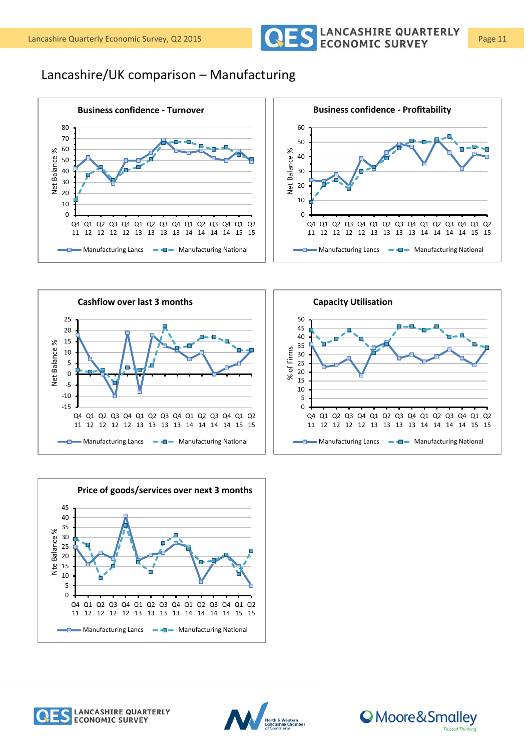# Lancashire/UK comparison – Manufacturing

**Business confidence - Turnover**

Net Balance %

Q4 11, Q1 12, Q2 12, Q3 12, Q4 12, Q1 13, Q2 13, Q3 13, Q4 13, Q1 14, Q2 14, Q3 14, Q4 14, Q1 15, Q2 15

Manufacturing Lancs — Manufacturing National

**Business confidence - Profitability**

Net Balance %

Q4 11, Q1 12, Q2 12, Q3 12, Q4 12, Q1 13, Q2 13, Q3 13, Q4 13, Q1 14, Q2 14, Q3 14, Q4 14, Q1 15, Q2 15

Manufacturing Lancs — Manufacturing National

**Cashflow over last 3 months**

Net Balance %

Q4 11, Q1 12, Q2 12, Q3 12, Q4 12, Q1 13, Q2 13, Q3 13, Q4 13, Q1 14, Q2 14, Q3 14, Q4 14, Q1 15, Q2 15

Manufacturing Lancs — Manufacturing National

**Capacity Utilisation**

% of Firms

Q4 11, Q1 12, Q2 12, Q3 12, Q4 12, Q1 13, Q2 13, Q3 13, Q4 13, Q1 14, Q2 14, Q3 14, Q4 14, Q1 15, Q2 15

Manufacturing Lancs — Manufacturing National

**Price of goods/services over next 3 months**

Nte Balance %

Q4 11, Q1 12, Q2 12, Q3 12, Q4 12, Q1 13, Q2 13, Q3 13, Q4 13, Q1 14, Q2 14, Q3 14, Q4 14, Q1 15, Q2 15

Manufacturing Lancs — Manufacturing National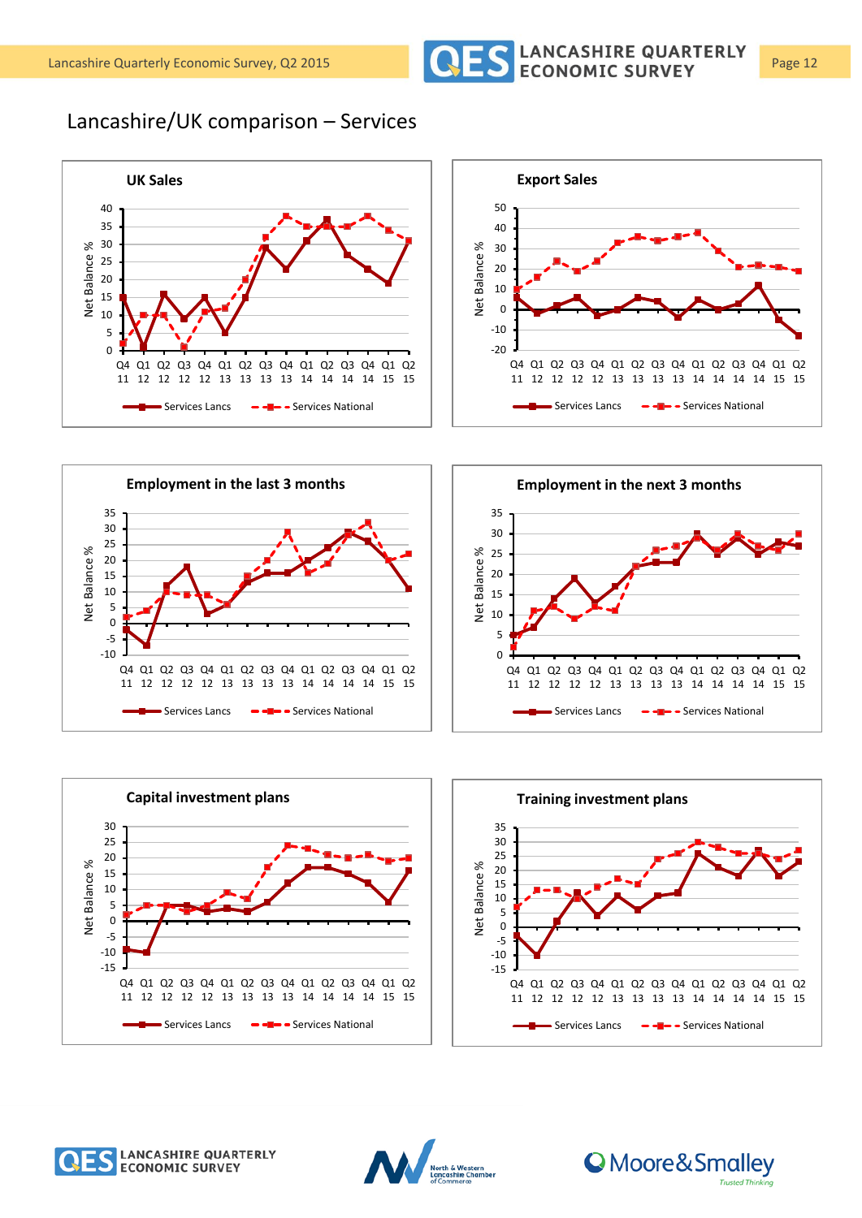# Lancashire/UK comparison – Services

**UK Sales**

Net Balance %

Q4 11, Q1 12, Q2 12, Q3 12, Q4 12, Q1 13, Q2 13, Q3 13, Q4 13, Q1 14, Q2 14, Q3 14, Q4 14, Q1 15, Q2 15

Services Lancs — Services National

**Export Sales**

Net Balance %

Q4 11, Q1 12, Q2 12, Q3 12, Q4 12, Q1 13, Q2 13, Q3 13, Q4 13, Q1 14, Q2 14, Q3 14, Q4 14, Q1 15, Q2 15

Services Lancs — Services National

**Employment in the last 3 months**

Net Balance %

Q4 11, Q1 12, Q2 12, Q3 12, Q4 12, Q1 13, Q2 13, Q3 13, Q4 13, Q1 14, Q2 14, Q3 14, Q4 14, Q1 15, Q2 15

Services Lancs — Services National

**Employment in the next 3 months**

Net Balance %

Q4 11, Q1 12, Q2 12, Q3 12, Q4 12, Q1 13, Q2 13, Q3 13, Q4 13, Q1 14, Q2 14, Q3 14, Q4 14, Q1 15, Q2 15

Services Lancs — Services National

**Capital investment plans**

Net Balance %

Q4 11, Q1 12, Q2 12, Q3 12, Q4 12, Q1 13, Q2 13, Q3 13, Q4 13, Q1 14, Q2 14, Q3 14, Q4 14, Q1 15, Q2 15

Services Lancs — Services National

**Training investment plans**

Net Balance %

Q4 11, Q1 12, Q2 12, Q3 12, Q4 12, Q1 13, Q2 13, Q3 13, Q4 13, Q1 14, Q2 14, Q3 14, Q4 14, Q1 15, Q2 15

Services Lancs — Services National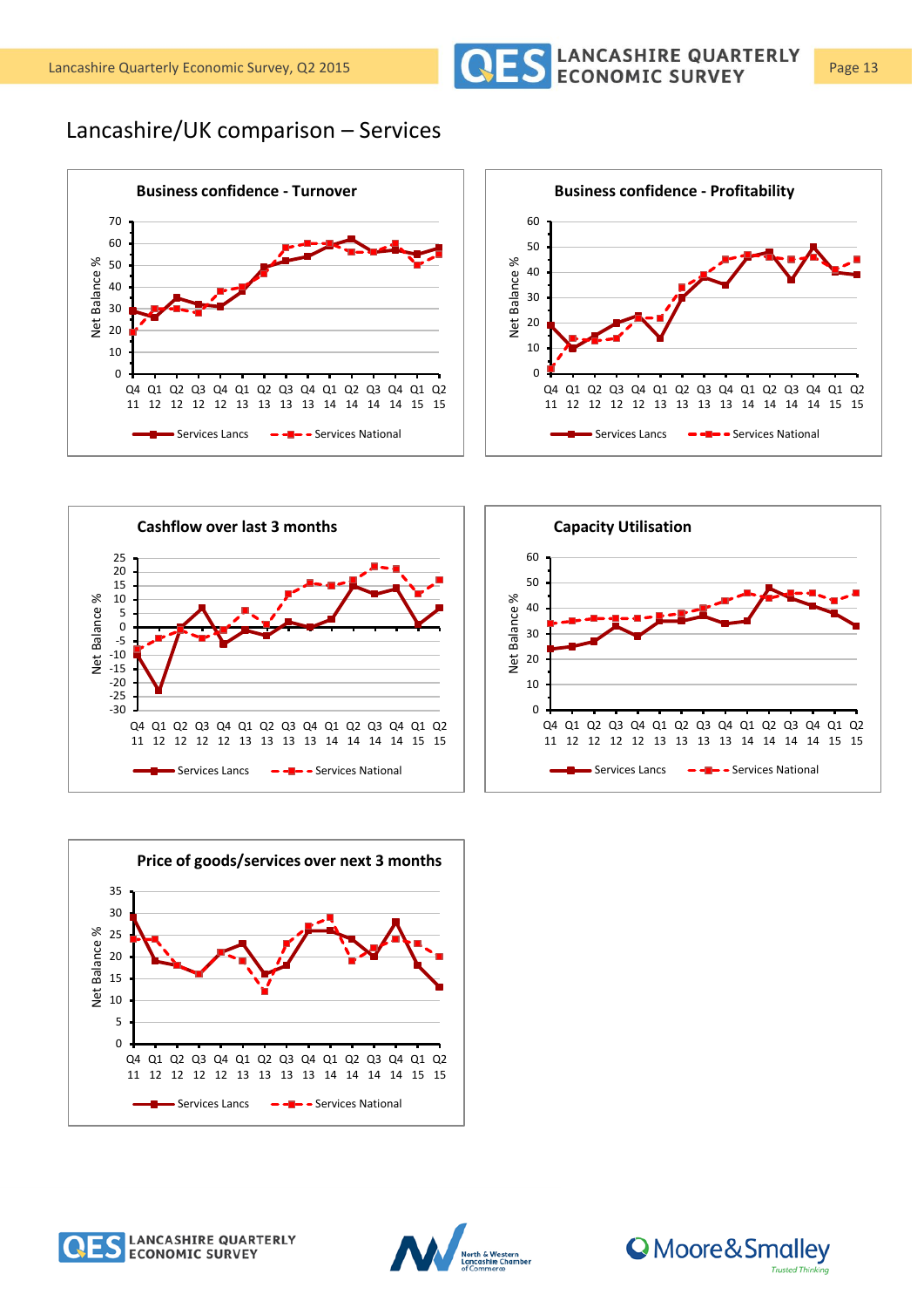## Lancashire/UK comparison – Services

**Business confidence - Turnover**

Net Balance %

Q4 11, Q1 12, Q2 12, Q3 12, Q4 12, Q1 13, Q2 13, Q3 13, Q4 13, Q1 14, Q2 14, Q3 14, Q4 14, Q1 15, Q2 15

Services Lancs — Services National

**Business confidence - Profitability**

Net Balance %

Q4 11, Q1 12, Q2 12, Q3 12, Q4 12, Q1 13, Q2 13, Q3 13, Q4 13, Q1 14, Q2 14, Q3 14, Q4 14, Q1 15, Q2 15

Services Lancs — Services National

**Cashflow over last 3 months**

Net Balance %

Q4 11, Q1 12, Q2 12, Q3 12, Q4 12, Q1 13, Q2 13, Q3 13, Q4 13, Q1 14, Q2 14, Q3 14, Q4 14, Q1 15, Q2 15

Services Lancs — Services National

**Capacity Utilisation**

Net Balance %

Q4 11, Q1 12, Q2 12, Q3 12, Q4 12, Q1 13, Q2 13, Q3 13, Q4 13, Q1 14, Q2 14, Q3 14, Q4 14, Q1 15, Q2 15

Services Lancs — Services National

**Price of goods/services over next 3 months**

Net Balance %

Q4 11, Q1 12, Q2 12, Q3 12, Q4 12, Q1 13, Q2 13, Q3 13, Q4 13, Q1 14, Q2 14, Q3 14, Q4 14, Q1 15, Q2 15

Services Lancs — Services National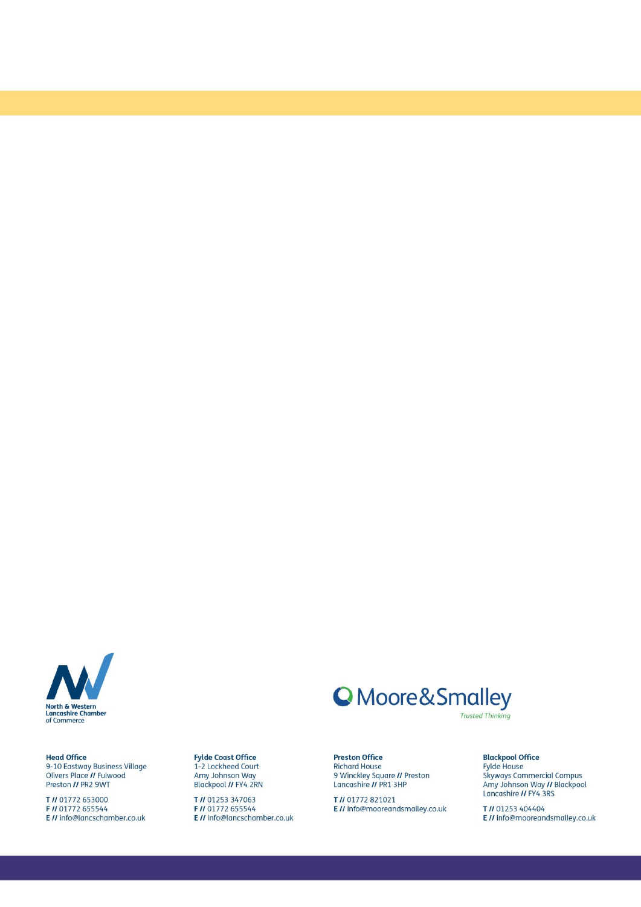North & Western Lancashire Chamber of Commerce

Moore&Smalley

*Trusted Thinking*

**Head Office**
9-10 Eastway Business Village
Olivers Place // Fulwood
Preston // PR2 9WT

**T //** 01772 653000
**F //** 01772 655544
**E //** info@lancschamber.co.uk

**Fylde Coast Office**
1-2 Lockheed Court
Amy Johnson Way
Blackpool // FY4 2RN

**T //** 01253 347063
**F //** 01772 655544
**E //** info@lancschamber.co.uk

**Preston Office**
Richard House
9 Winckley Square // Preston
Lancashire // PR1 3HP

**T //** 01772 821021
**E //** info@mooreandsmalley.co.uk

**Blackpool Office**
Fylde House
Skyways Commercial Campus
Amy Johnson Way // Blackpool
Lancashire // FY4 3RS

**T //** 01253 404404
**E //** info@mooreandsmalley.co.uk